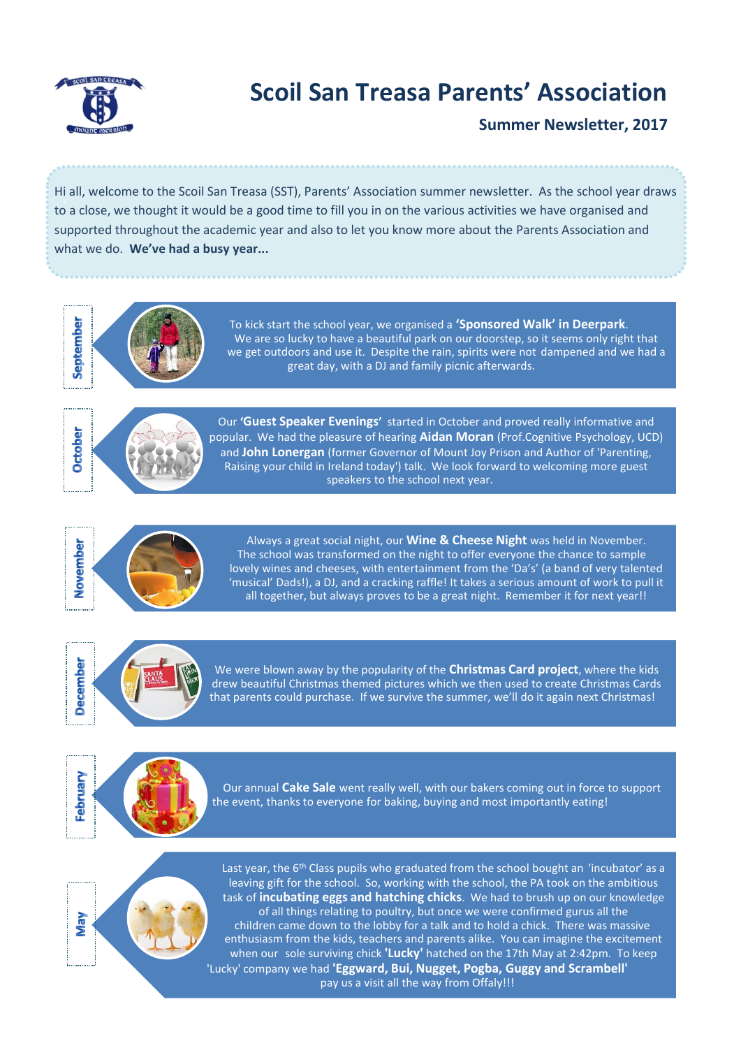# Scoil San Treasa Parents' Association

## Summer Newsletter, 2017

Hi all, welcome to the Scoil San Treasa (SST), Parents' Association summer newsletter. As the school year draws to a close, we thought it would be a good time to fill you in on the various activities we have organised and supported throughout the academic year and also to let you know more about the Parents Association and what we do. **We've had a busy year...**

### September

To kick start the school year, we organised a **'Sponsored Walk' in Deerpark**. We are so lucky to have a beautiful park on our doorstep, so it seems only right that we get outdoors and use it. Despite the rain, spirits were not dampened and we had a great day, with a DJ and family picnic afterwards.

### October

Our **'Guest Speaker Evenings'** started in October and proved really informative and popular. We had the pleasure of hearing **Aidan Moran** (Prof.Cognitive Psychology, UCD) and **John Lonergan** (former Governor of Mount Joy Prison and Author of 'Parenting, Raising your child in Ireland today') talk. We look forward to welcoming more guest speakers to the school next year.

### November

Always a great social night, our **Wine & Cheese Night** was held in November. The school was transformed on the night to offer everyone the chance to sample lovely wines and cheeses, with entertainment from the 'Da's' (a band of very talented 'musical' Dads!), a DJ, and a cracking raffle! It takes a serious amount of work to pull it all together, but always proves to be a great night. Remember it for next year!!

### December

We were blown away by the popularity of the **Christmas Card project**, where the kids drew beautiful Christmas themed pictures which we then used to create Christmas Cards that parents could purchase. If we survive the summer, we'll do it again next Christmas!

### February

Our annual **Cake Sale** went really well, with our bakers coming out in force to support the event, thanks to everyone for baking, buying and most importantly eating!

### May

Last year, the 6th Class pupils who graduated from the school bought an 'incubator' as a leaving gift for the school. So, working with the school, the PA took on the ambitious task of **incubating eggs and hatching chicks**. We had to brush up on our knowledge of all things relating to poultry, but once we were confirmed gurus all the children came down to the lobby for a talk and to hold a chick. There was massive enthusiasm from the kids, teachers and parents alike. You can imagine the excitement when our sole surviving chick **'Lucky'** hatched on the 17th May at 2:42pm. To keep 'Lucky' company we had **'Eggward, Bui, Nugget, Pogba, Guggy and Scrambell'** pay us a visit all the way from Offaly!!!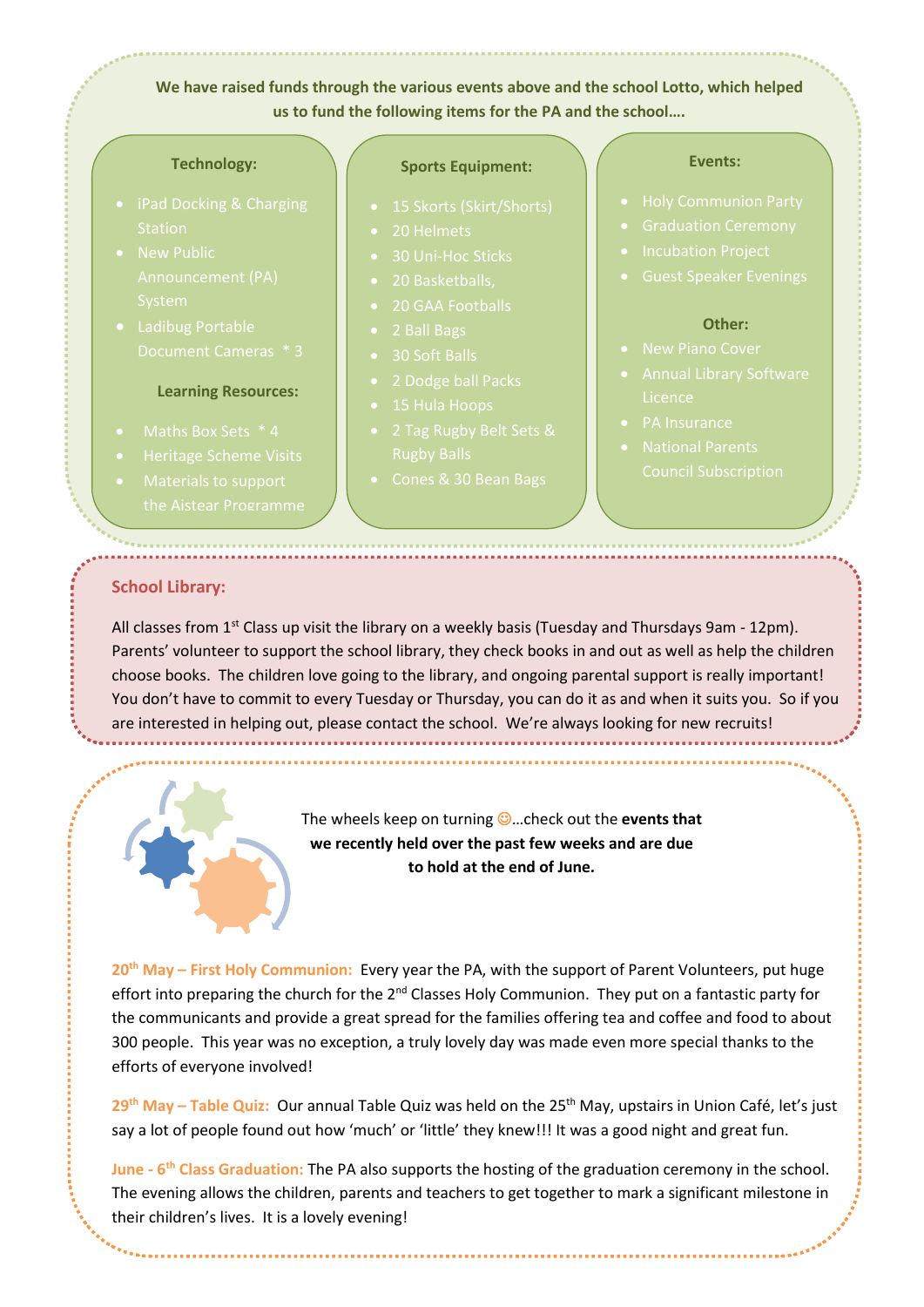**We have raised funds through the various events above and the school Lotto, which helped us to fund the following items for the PA and the school….**

### Technology:

- iPad Docking & Charging Station
- New Public Announcement (PA) System
- Ladibug Portable Document Cameras * 3

### Learning Resources:

- Maths Box Sets * 4
- Heritage Scheme Visits
- Materials to support the Aistear Programme

### Sports Equipment:

- 15 Skorts (Skirt/Shorts)
- 20 Helmets
- 30 Uni-Hoc Sticks
- 20 Basketballs,
- 20 GAA Footballs
- 2 Ball Bags
- 30 Soft Balls
- 2 Dodge ball Packs
- 15 Hula Hoops
- 2 Tag Rugby Belt Sets & Rugby Balls
- Cones & 30 Bean Bags

### Events:

- Holy Communion Party
- Graduation Ceremony
- Incubation Project
- Guest Speaker Evenings

### Other:

- New Piano Cover
- Annual Library Software Licence
- PA Insurance
- National Parents Council Subscription

## School Library:

All classes from 1st Class up visit the library on a weekly basis (Tuesday and Thursdays 9am - 12pm). Parents' volunteer to support the school library, they check books in and out as well as help the children choose books. The children love going to the library, and ongoing parental support is really important! You don't have to commit to every Tuesday or Thursday, you can do it as and when it suits you. So if you are interested in helping out, please contact the school. We're always looking for new recruits!

The wheels keep on turning ☺…check out the **events that we recently held over the past few weeks and are due to hold at the end of June.**

**20th May – First Holy Communion:** Every year the PA, with the support of Parent Volunteers, put huge effort into preparing the church for the 2nd Classes Holy Communion. They put on a fantastic party for the communicants and provide a great spread for the families offering tea and coffee and food to about 300 people. This year was no exception, a truly lovely day was made even more special thanks to the efforts of everyone involved!

**29th May – Table Quiz:** Our annual Table Quiz was held on the 25th May, upstairs in Union Café, let's just say a lot of people found out how 'much' or 'little' they knew!!! It was a good night and great fun.

**June - 6th Class Graduation:** The PA also supports the hosting of the graduation ceremony in the school. The evening allows the children, parents and teachers to get together to mark a significant milestone in their children's lives. It is a lovely evening!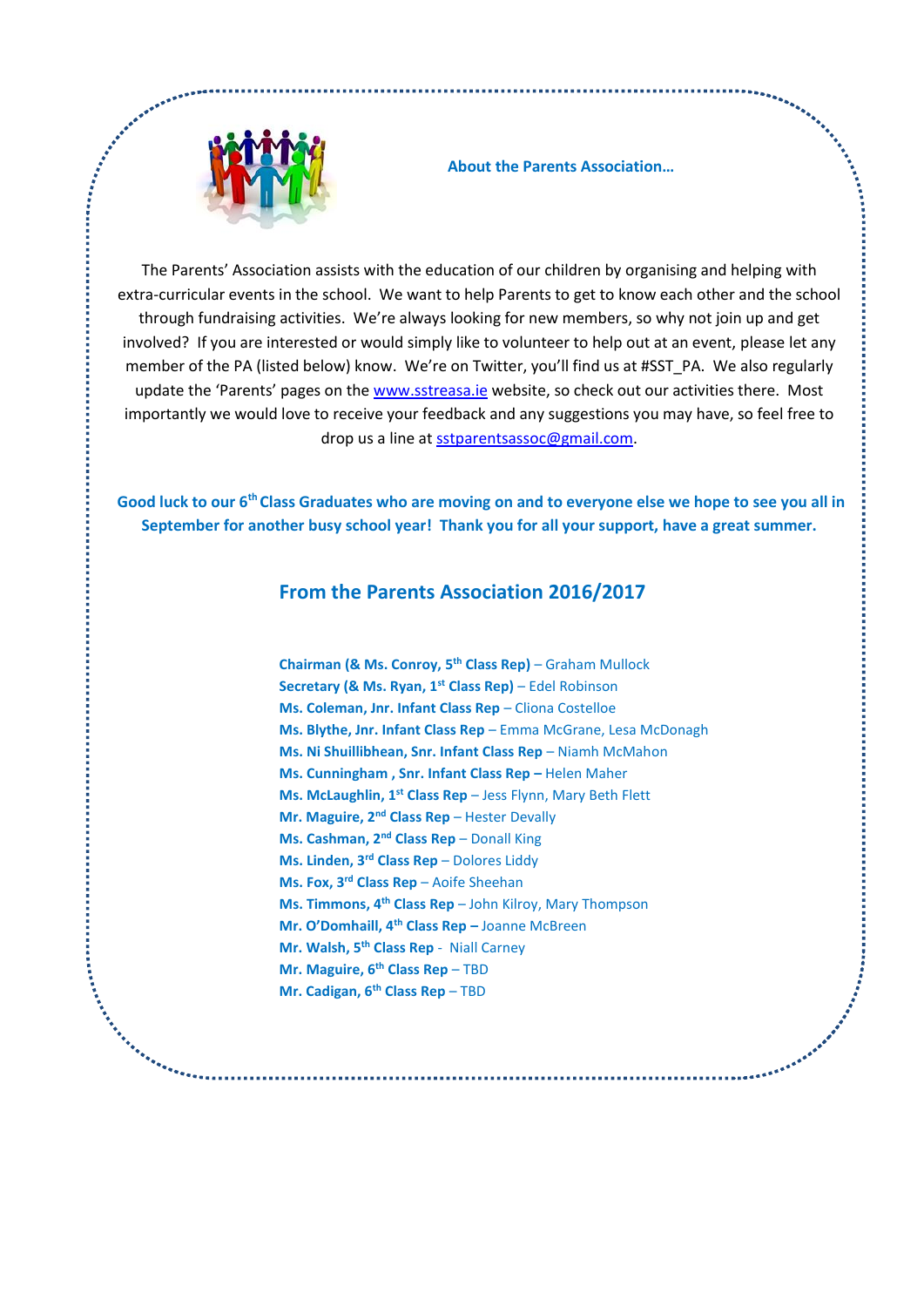**About the Parents Association…**

The Parents' Association assists with the education of our children by organising and helping with extra-curricular events in the school. We want to help Parents to get to know each other and the school through fundraising activities. We're always looking for new members, so why not join up and get involved? If you are interested or would simply like to volunteer to help out at an event, please let any member of the PA (listed below) know. We're on Twitter, you'll find us at #SST_PA. We also regularly update the 'Parents' pages on the www.sstreasa.ie website, so check out our activities there. Most importantly we would love to receive your feedback and any suggestions you may have, so feel free to drop us a line at sstparentsassoc@gmail.com.

**Good luck to our 6th Class Graduates who are moving on and to everyone else we hope to see you all in September for another busy school year! Thank you for all your support, have a great summer.**

## From the Parents Association 2016/2017

**Chairman (& Ms. Conroy, 5th Class Rep)** – Graham Mullock
**Secretary (& Ms. Ryan, 1st Class Rep)** – Edel Robinson
**Ms. Coleman, Jnr. Infant Class Rep** – Cliona Costelloe
**Ms. Blythe, Jnr. Infant Class Rep** – Emma McGrane, Lesa McDonagh
**Ms. Ni Shuillibhean, Snr. Infant Class Rep** – Niamh McMahon
**Ms. Cunningham , Snr. Infant Class Rep –** Helen Maher
**Ms. McLaughlin, 1st Class Rep** – Jess Flynn, Mary Beth Flett
**Mr. Maguire, 2nd Class Rep** – Hester Devally
**Ms. Cashman, 2nd Class Rep** – Donall King
**Ms. Linden, 3rd Class Rep** – Dolores Liddy
**Ms. Fox, 3rd Class Rep** – Aoife Sheehan
**Ms. Timmons, 4th Class Rep** – John Kilroy, Mary Thompson
**Mr. O'Domhaill, 4th Class Rep –** Joanne McBreen
**Mr. Walsh, 5th Class Rep** - Niall Carney
**Mr. Maguire, 6th Class Rep** – TBD
**Mr. Cadigan, 6th Class Rep** – TBD